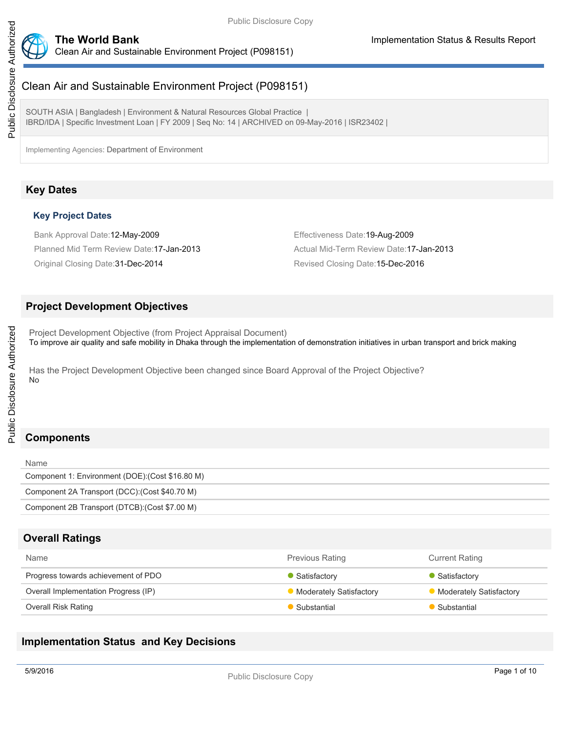# Clean Air and Sustainable Environment Project (P098151)

SOUTH ASIA | Bangladesh | Environment & Natural Resources Global Practice |
IBRD/IDA | Specific Investment Loan | FY 2009 | Seq No: 14 | ARCHIVED on 09-May-2016 | ISR23402 |

Implementing Agencies: Department of Environment

## Key Dates

### Key Project Dates

Bank Approval Date:12-May-2009

Effectiveness Date:19-Aug-2009

Planned Mid Term Review Date:17-Jan-2013

Actual Mid-Term Review Date:17-Jan-2013

Original Closing Date:31-Dec-2014

Revised Closing Date:15-Dec-2016

## Project Development Objectives

Project Development Objective (from Project Appraisal Document)

To improve air quality and safe mobility in Dhaka through the implementation of demonstration initiatives in urban transport and brick making

Has the Project Development Objective been changed since Board Approval of the Project Objective?

No

## Components

| Name |
| --- |
| Component 1: Environment (DOE):(Cost $16.80 M) |
| Component 2A Transport (DCC):(Cost $40.70 M) |
| Component 2B Transport (DTCB):(Cost $7.00 M) |

## Overall Ratings

| Name | Previous Rating | Current Rating |
| --- | --- | --- |
| Progress towards achievement of PDO | Satisfactory | Satisfactory |
| Overall Implementation Progress (IP) | Moderately Satisfactory | Moderately Satisfactory |
| Overall Risk Rating | Substantial | Substantial |

## Implementation Status and Key Decisions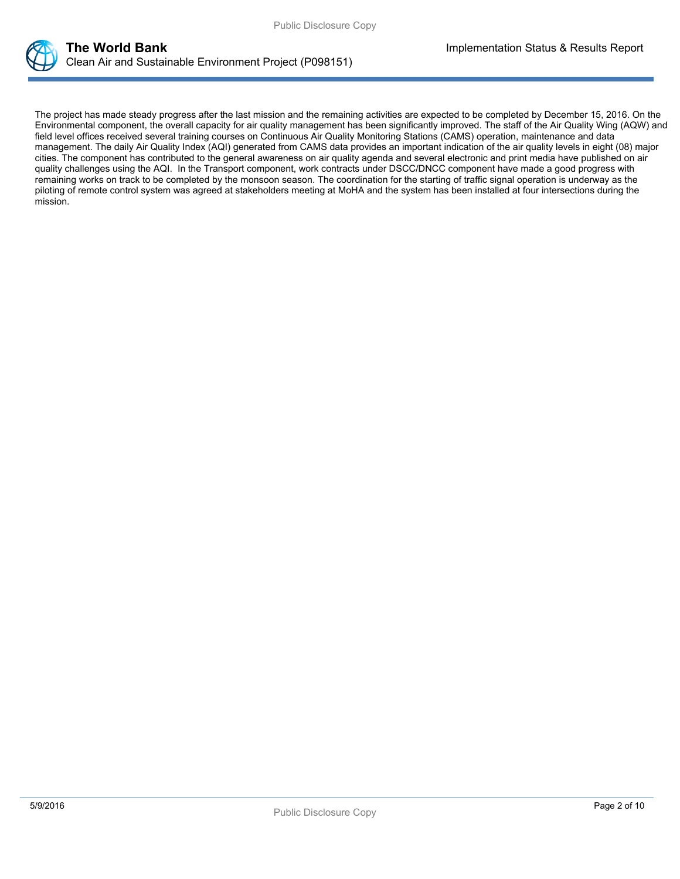The project has made steady progress after the last mission and the remaining activities are expected to be completed by December 15, 2016. On the Environmental component, the overall capacity for air quality management has been significantly improved. The staff of the Air Quality Wing (AQW) and field level offices received several training courses on Continuous Air Quality Monitoring Stations (CAMS) operation, maintenance and data management. The daily Air Quality Index (AQI) generated from CAMS data provides an important indication of the air quality levels in eight (08) major cities. The component has contributed to the general awareness on air quality agenda and several electronic and print media have published on air quality challenges using the AQI. In the Transport component, work contracts under DSCC/DNCC component have made a good progress with remaining works on track to be completed by the monsoon season. The coordination for the starting of traffic signal operation is underway as the piloting of remote control system was agreed at stakeholders meeting at MoHA and the system has been installed at four intersections during the mission.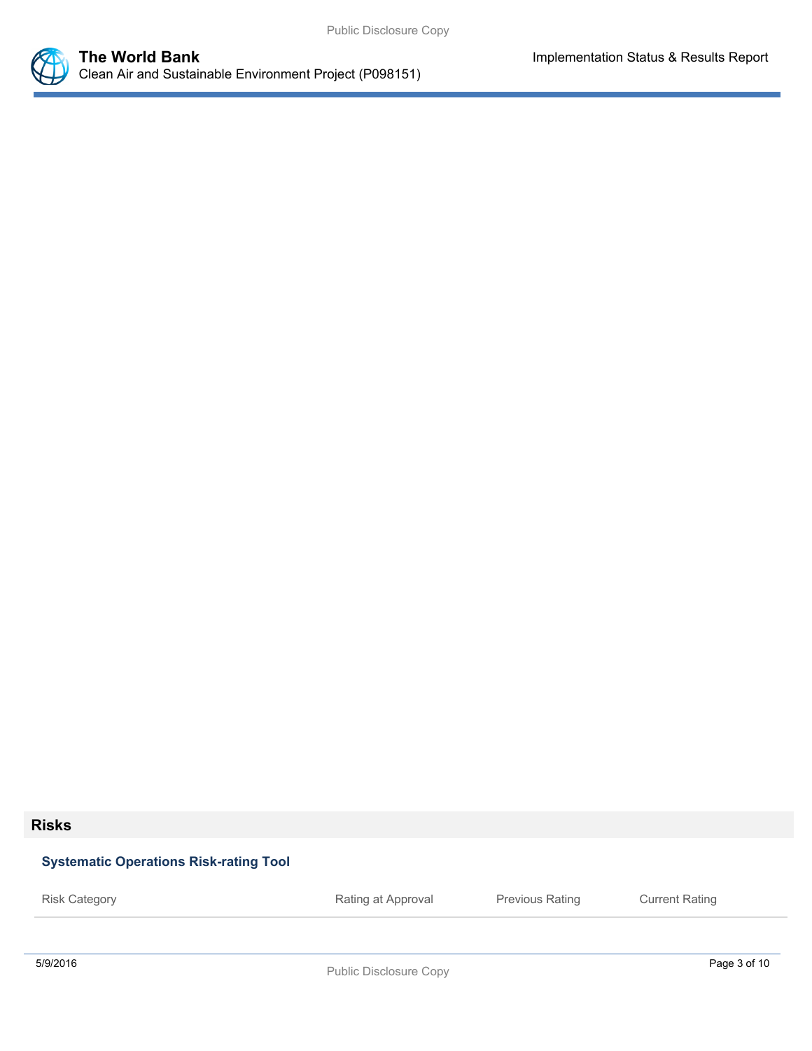## Risks

### Systematic Operations Risk-rating Tool

| Risk Category | Rating at Approval | Previous Rating | Current Rating |
|---|---|---|---|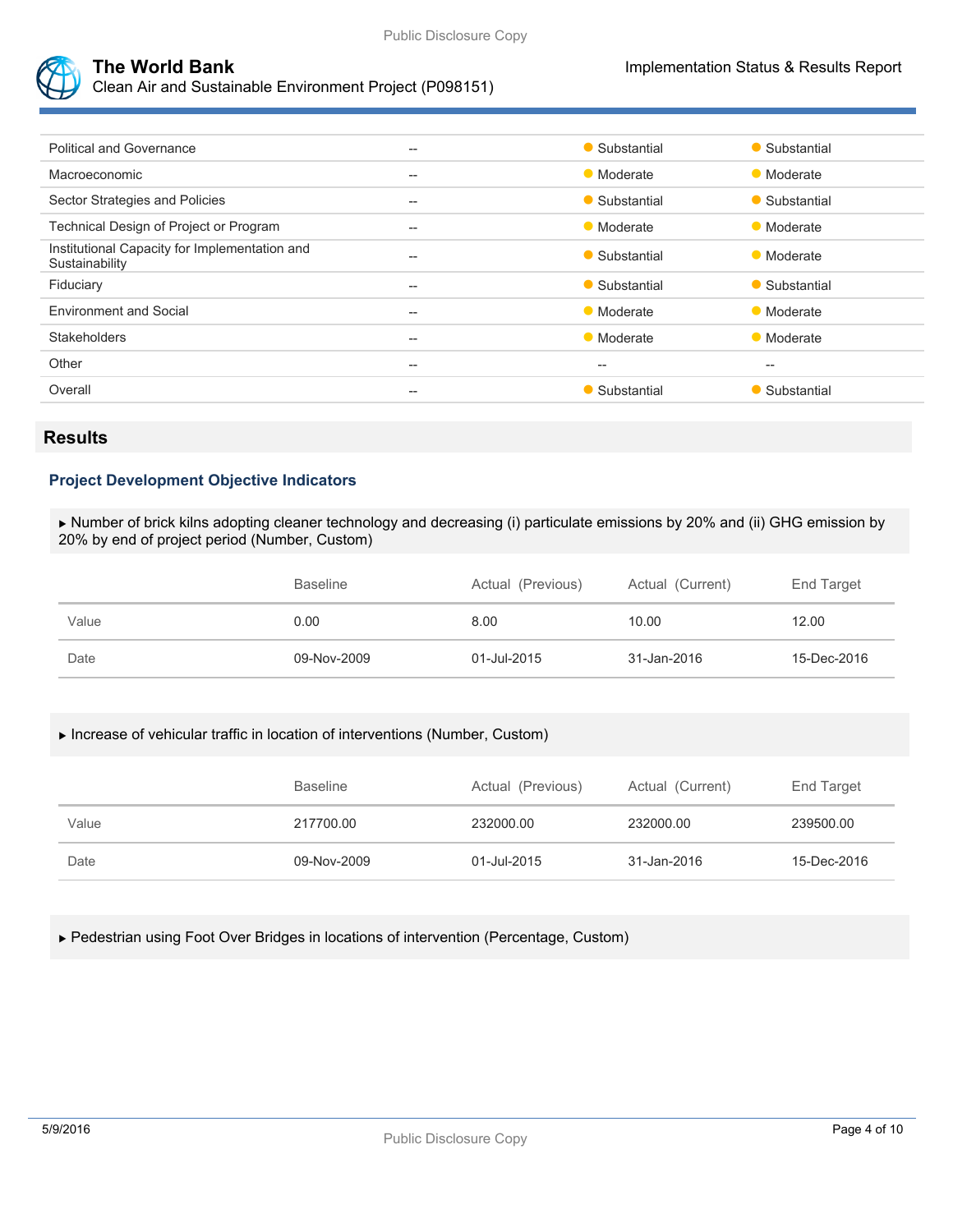| | | | |
|---|---|---|---|
| Political and Governance | -- | Substantial | Substantial |
| Macroeconomic | -- | Moderate | Moderate |
| Sector Strategies and Policies | -- | Substantial | Substantial |
| Technical Design of Project or Program | -- | Moderate | Moderate |
| Institutional Capacity for Implementation and Sustainability | -- | Substantial | Moderate |
| Fiduciary | -- | Substantial | Substantial |
| Environment and Social | -- | Moderate | Moderate |
| Stakeholders | -- | Moderate | Moderate |
| Other | -- | -- | -- |
| Overall | -- | Substantial | Substantial |

## Results

### Project Development Objective Indicators

▸ Number of brick kilns adopting cleaner technology and decreasing (i) particulate emissions by 20% and (ii) GHG emission by 20% by end of project period (Number, Custom)

| | Baseline | Actual (Previous) | Actual (Current) | End Target |
|---|---|---|---|---|
| Value | 0.00 | 8.00 | 10.00 | 12.00 |
| Date | 09-Nov-2009 | 01-Jul-2015 | 31-Jan-2016 | 15-Dec-2016 |

▸ Increase of vehicular traffic in location of interventions (Number, Custom)

| | Baseline | Actual (Previous) | Actual (Current) | End Target |
|---|---|---|---|---|
| Value | 217700.00 | 232000.00 | 232000.00 | 239500.00 |
| Date | 09-Nov-2009 | 01-Jul-2015 | 31-Jan-2016 | 15-Dec-2016 |

▸ Pedestrian using Foot Over Bridges in locations of intervention (Percentage, Custom)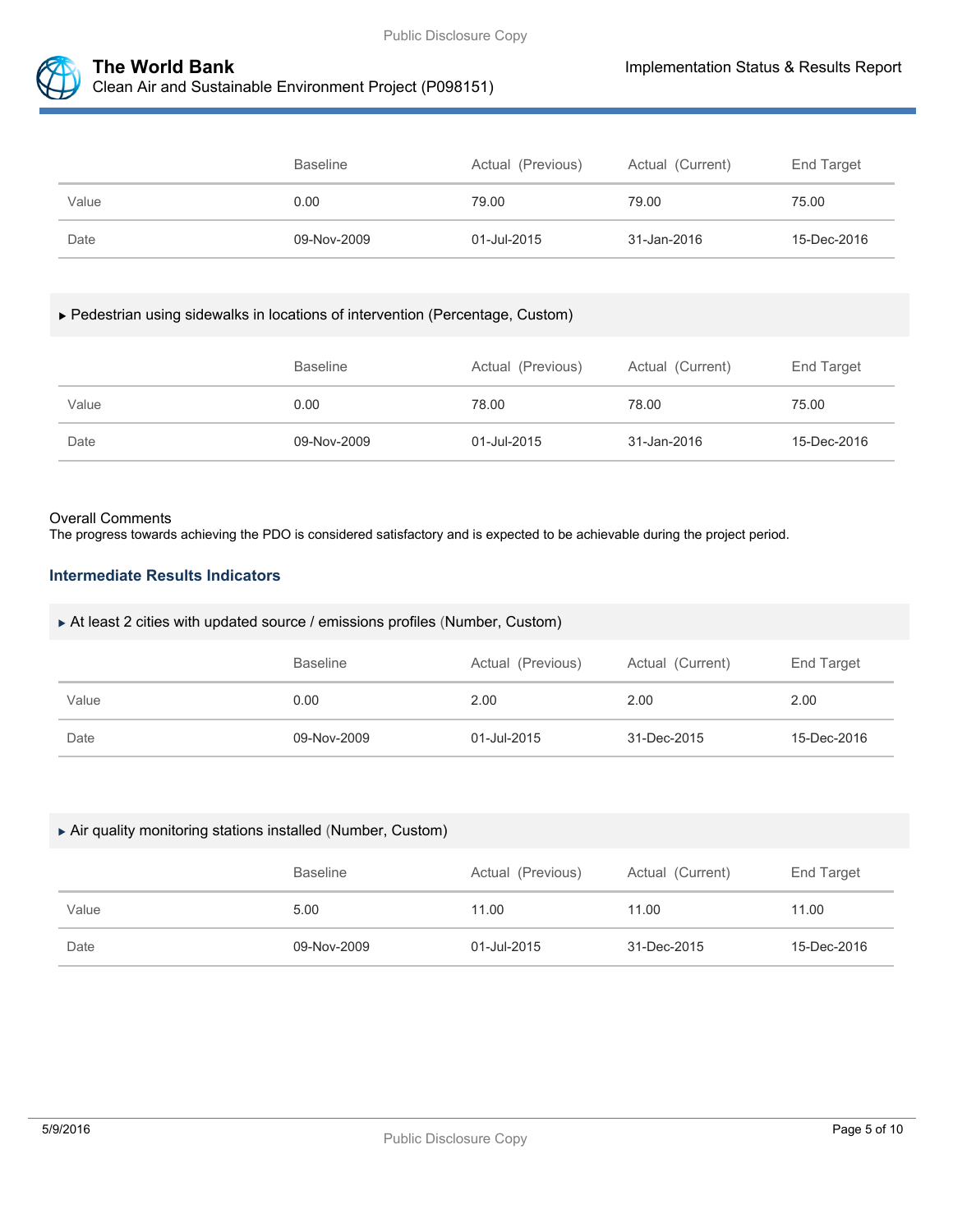| | Baseline | Actual (Previous) | Actual (Current) | End Target |
|---|---|---|---|---|
| Value | 0.00 | 79.00 | 79.00 | 75.00 |
| Date | 09-Nov-2009 | 01-Jul-2015 | 31-Jan-2016 | 15-Dec-2016 |

▸ Pedestrian using sidewalks in locations of intervention (Percentage, Custom)

| | Baseline | Actual (Previous) | Actual (Current) | End Target |
|---|---|---|---|---|
| Value | 0.00 | 78.00 | 78.00 | 75.00 |
| Date | 09-Nov-2009 | 01-Jul-2015 | 31-Jan-2016 | 15-Dec-2016 |

Overall Comments

The progress towards achieving the PDO is considered satisfactory and is expected to be achievable during the project period.

### Intermediate Results Indicators

▸ At least 2 cities with updated source / emissions profiles (Number, Custom)

| | Baseline | Actual (Previous) | Actual (Current) | End Target |
|---|---|---|---|---|
| Value | 0.00 | 2.00 | 2.00 | 2.00 |
| Date | 09-Nov-2009 | 01-Jul-2015 | 31-Dec-2015 | 15-Dec-2016 |

▸ Air quality monitoring stations installed (Number, Custom)

| | Baseline | Actual (Previous) | Actual (Current) | End Target |
|---|---|---|---|---|
| Value | 5.00 | 11.00 | 11.00 | 11.00 |
| Date | 09-Nov-2009 | 01-Jul-2015 | 31-Dec-2015 | 15-Dec-2016 |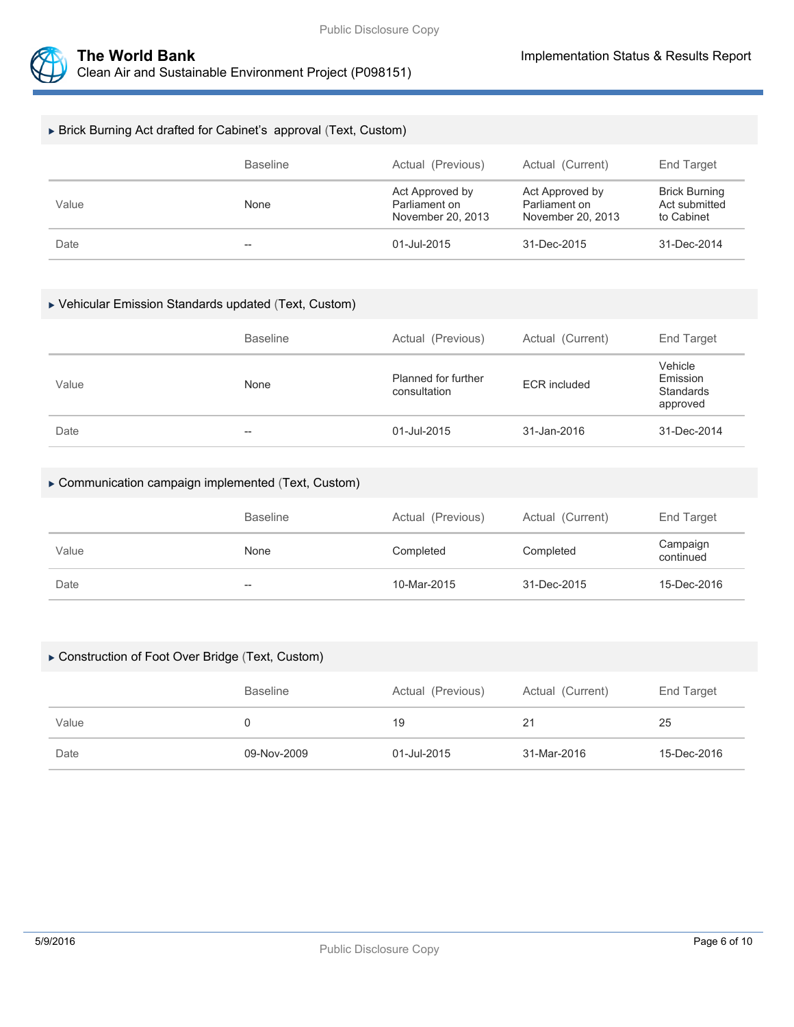### ▶ Brick Burning Act drafted for Cabinet's approval (Text, Custom)

| | Baseline | Actual (Previous) | Actual (Current) | End Target |
|---|---|---|---|---|
| Value | None | Act Approved by Parliament on November 20, 2013 | Act Approved by Parliament on November 20, 2013 | Brick Burning Act submitted to Cabinet |
| Date | -- | 01-Jul-2015 | 31-Dec-2015 | 31-Dec-2014 |

### ▶ Vehicular Emission Standards updated (Text, Custom)

| | Baseline | Actual (Previous) | Actual (Current) | End Target |
|---|---|---|---|---|
| Value | None | Planned for further consultation | ECR included | Vehicle Emission Standards approved |
| Date | -- | 01-Jul-2015 | 31-Jan-2016 | 31-Dec-2014 |

### ▶ Communication campaign implemented (Text, Custom)

| | Baseline | Actual (Previous) | Actual (Current) | End Target |
|---|---|---|---|---|
| Value | None | Completed | Completed | Campaign continued |
| Date | -- | 10-Mar-2015 | 31-Dec-2015 | 15-Dec-2016 |

### ▶ Construction of Foot Over Bridge (Text, Custom)

| | Baseline | Actual (Previous) | Actual (Current) | End Target |
|---|---|---|---|---|
| Value | 0 | 19 | 21 | 25 |
| Date | 09-Nov-2009 | 01-Jul-2015 | 31-Mar-2016 | 15-Dec-2016 |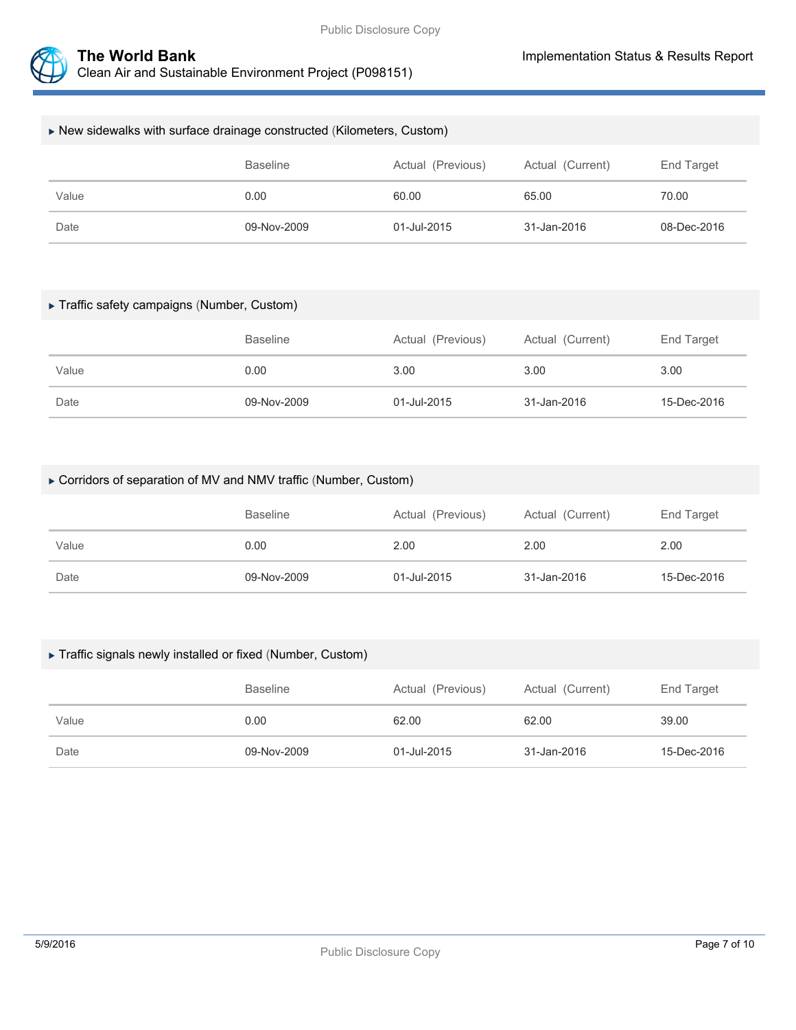▸ New sidewalks with surface drainage constructed (Kilometers, Custom)

| | Baseline | Actual (Previous) | Actual (Current) | End Target |
|---|---|---|---|---|
| Value | 0.00 | 60.00 | 65.00 | 70.00 |
| Date | 09-Nov-2009 | 01-Jul-2015 | 31-Jan-2016 | 08-Dec-2016 |

▸ Traffic safety campaigns (Number, Custom)

| | Baseline | Actual (Previous) | Actual (Current) | End Target |
|---|---|---|---|---|
| Value | 0.00 | 3.00 | 3.00 | 3.00 |
| Date | 09-Nov-2009 | 01-Jul-2015 | 31-Jan-2016 | 15-Dec-2016 |

▸ Corridors of separation of MV and NMV traffic (Number, Custom)

| | Baseline | Actual (Previous) | Actual (Current) | End Target |
|---|---|---|---|---|
| Value | 0.00 | 2.00 | 2.00 | 2.00 |
| Date | 09-Nov-2009 | 01-Jul-2015 | 31-Jan-2016 | 15-Dec-2016 |

▸ Traffic signals newly installed or fixed (Number, Custom)

| | Baseline | Actual (Previous) | Actual (Current) | End Target |
|---|---|---|---|---|
| Value | 0.00 | 62.00 | 62.00 | 39.00 |
| Date | 09-Nov-2009 | 01-Jul-2015 | 31-Jan-2016 | 15-Dec-2016 |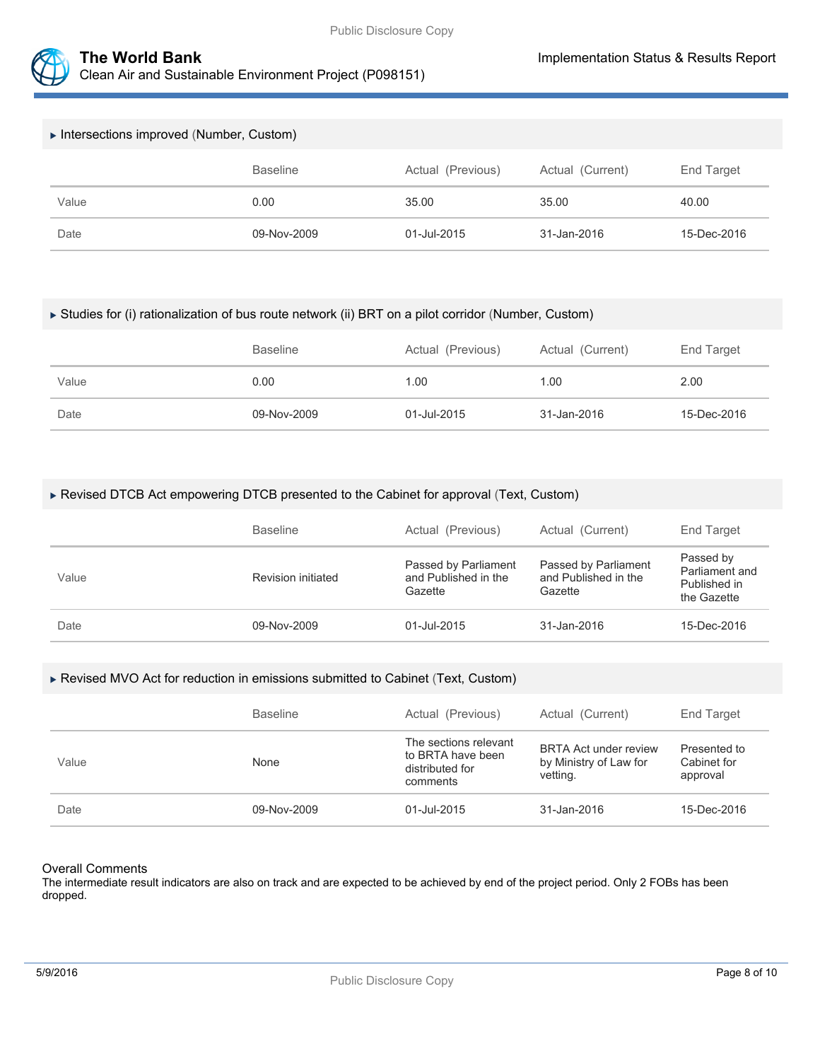### ▸ Intersections improved (Number, Custom)

| | Baseline | Actual (Previous) | Actual (Current) | End Target |
|---|---|---|---|---|
| Value | 0.00 | 35.00 | 35.00 | 40.00 |
| Date | 09-Nov-2009 | 01-Jul-2015 | 31-Jan-2016 | 15-Dec-2016 |

### ▸ Studies for (i) rationalization of bus route network (ii) BRT on a pilot corridor (Number, Custom)

| | Baseline | Actual (Previous) | Actual (Current) | End Target |
|---|---|---|---|---|
| Value | 0.00 | 1.00 | 1.00 | 2.00 |
| Date | 09-Nov-2009 | 01-Jul-2015 | 31-Jan-2016 | 15-Dec-2016 |

### ▸ Revised DTCB Act empowering DTCB presented to the Cabinet for approval (Text, Custom)

| | Baseline | Actual (Previous) | Actual (Current) | End Target |
|---|---|---|---|---|
| Value | Revision initiated | Passed by Parliament and Published in the Gazette | Passed by Parliament and Published in the Gazette | Passed by Parliament and Published in the Gazette |
| Date | 09-Nov-2009 | 01-Jul-2015 | 31-Jan-2016 | 15-Dec-2016 |

### ▸ Revised MVO Act for reduction in emissions submitted to Cabinet (Text, Custom)

| | Baseline | Actual (Previous) | Actual (Current) | End Target |
|---|---|---|---|---|
| Value | None | The sections relevant to BRTA have been distributed for comments | BRTA Act under review by Ministry of Law for vetting. | Presented to Cabinet for approval |
| Date | 09-Nov-2009 | 01-Jul-2015 | 31-Jan-2016 | 15-Dec-2016 |

#### Overall Comments

The intermediate result indicators are also on track and are expected to be achieved by end of the project period. Only 2 FOBs has been dropped.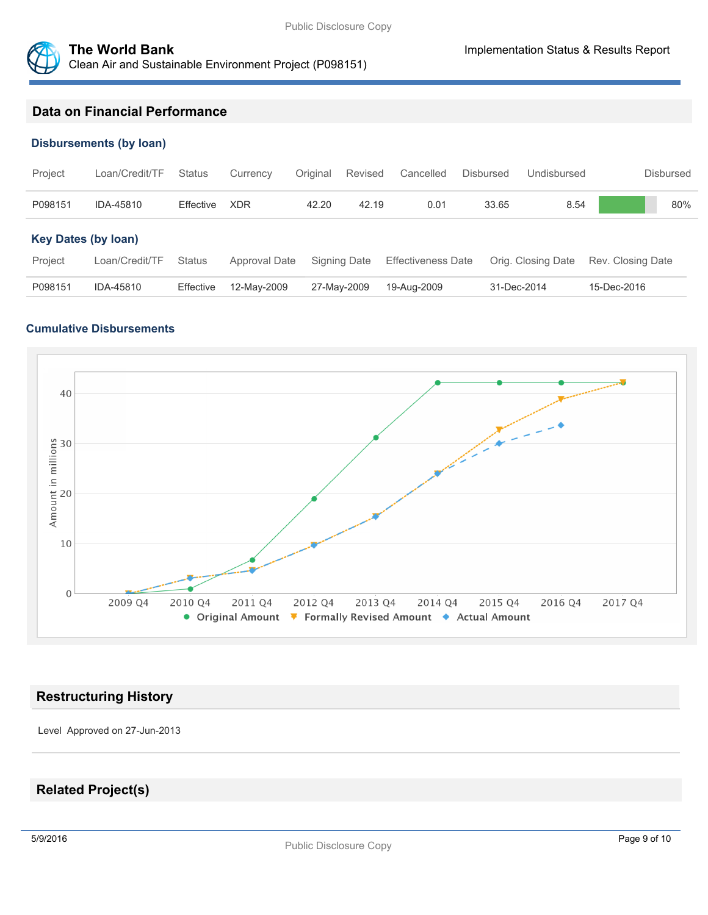## Data on Financial Performance

### Disbursements (by loan)

| Project | Loan/Credit/TF | Status | Currency | Original | Revised | Cancelled | Disbursed | Undisbursed | Disbursed |
|---|---|---|---|---|---|---|---|---|---|
| P098151 | IDA-45810 | Effective | XDR | 42.20 | 42.19 | 0.01 | 33.65 | 8.54 | 80% |

### Key Dates (by loan)

| Project | Loan/Credit/TF | Status | Approval Date | Signing Date | Effectiveness Date | Orig. Closing Date | Rev. Closing Date |
|---|---|---|---|---|---|---|---|
| P098151 | IDA-45810 | Effective | 12-May-2009 | 27-May-2009 | 19-Aug-2009 | 31-Dec-2014 | 15-Dec-2016 |

### Cumulative Disbursements

## Restructuring History

Level Approved on 27-Jun-2013

## Related Project(s)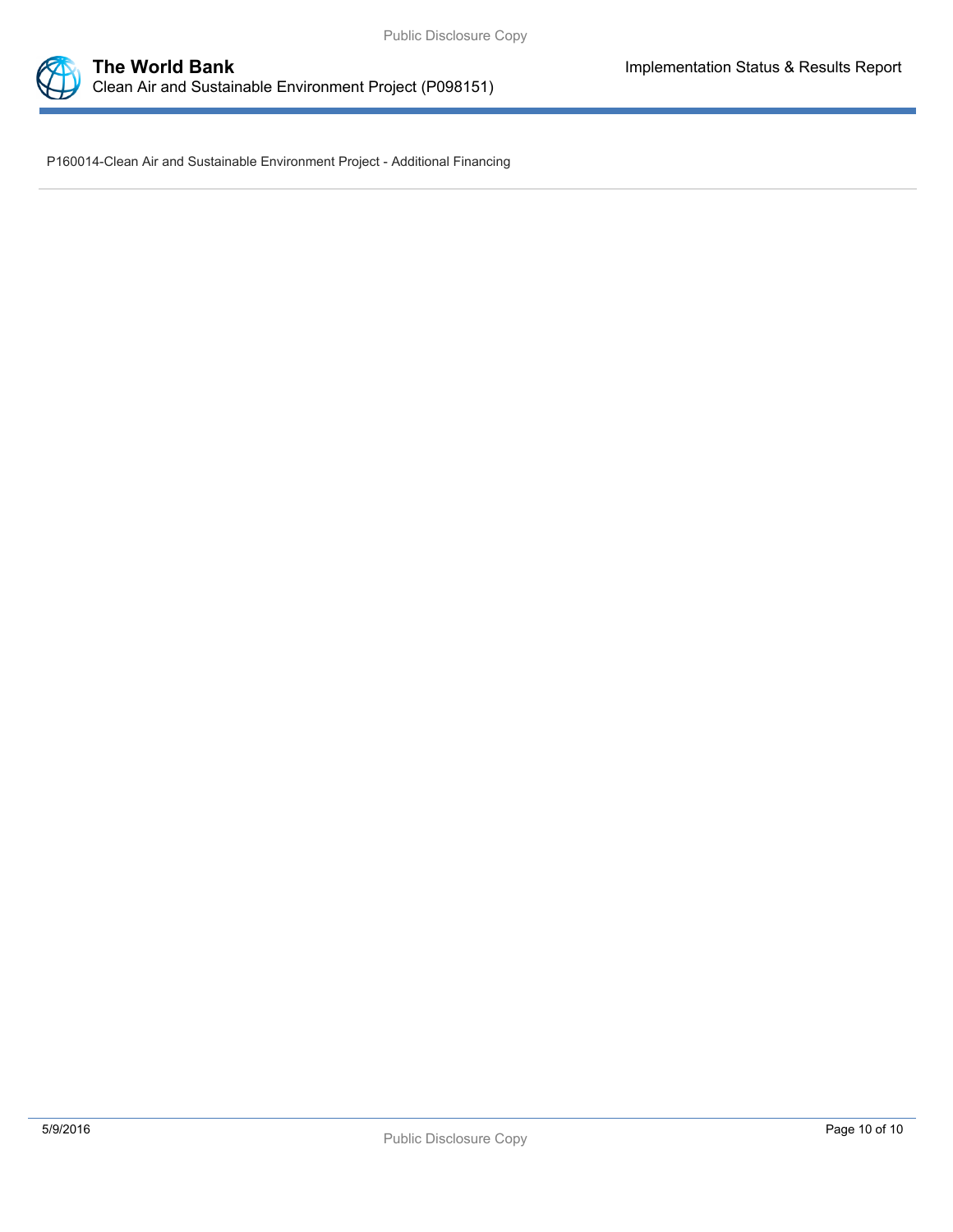P160014-Clean Air and Sustainable Environment Project - Additional Financing